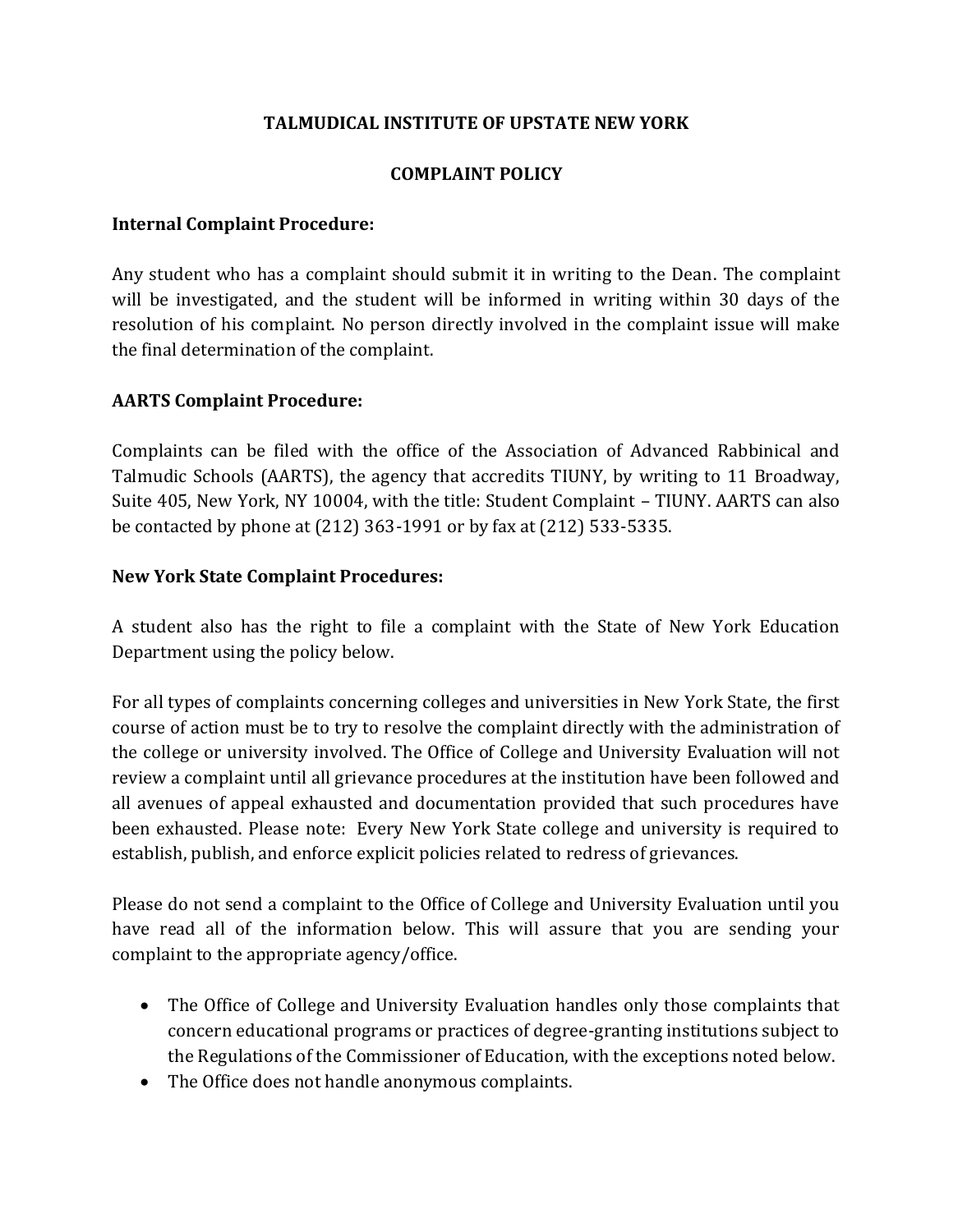# TALMUDICAL INSTITUTE OF UPSTATE NEW YORK

## COMPLAINT POLICY

### Internal Complaint Procedure:

Any student who has a complaint should submit it in writing to the Dean. The complaint will be investigated, and the student will be informed in writing within 30 days of the resolution of his complaint. No person directly involved in the complaint issue will make the final determination of the complaint.

### AARTS Complaint Procedure:

Complaints can be filed with the office of the Association of Advanced Rabbinical and Talmudic Schools (AARTS), the agency that accredits TIUNY, by writing to 11 Broadway, Suite 405, New York, NY 10004, with the title: Student Complaint – TIUNY. AARTS can also be contacted by phone at (212) 363-1991 or by fax at (212) 533-5335.

### New York State Complaint Procedures:

A student also has the right to file a complaint with the State of New York Education Department using the policy below.

For all types of complaints concerning colleges and universities in New York State, the first course of action must be to try to resolve the complaint directly with the administration of the college or university involved. The Office of College and University Evaluation will not review a complaint until all grievance procedures at the institution have been followed and all avenues of appeal exhausted and documentation provided that such procedures have been exhausted. Please note: Every New York State college and university is required to establish, publish, and enforce explicit policies related to redress of grievances.

Please do not send a complaint to the Office of College and University Evaluation until you have read all of the information below. This will assure that you are sending your complaint to the appropriate agency/office.

- The Office of College and University Evaluation handles only those complaints that concern educational programs or practices of degree-granting institutions subject to the Regulations of the Commissioner of Education, with the exceptions noted below.
- The Office does not handle anonymous complaints.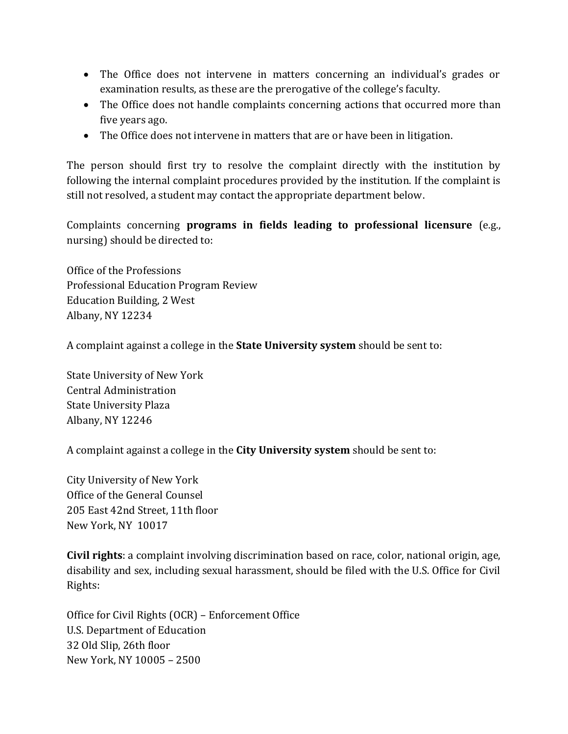- The Office does not intervene in matters concerning an individual's grades or examination results, as these are the prerogative of the college's faculty.
- The Office does not handle complaints concerning actions that occurred more than five years ago.
- The Office does not intervene in matters that are or have been in litigation.

The person should first try to resolve the complaint directly with the institution by following the internal complaint procedures provided by the institution. If the complaint is still not resolved, a student may contact the appropriate department below.

Complaints concerning **programs in fields leading to professional licensure** (e.g., nursing) should be directed to:

Office of the Professions
Professional Education Program Review
Education Building, 2 West
Albany, NY 12234

A complaint against a college in the **State University system** should be sent to:

State University of New York
Central Administration
State University Plaza
Albany, NY 12246

A complaint against a college in the **City University system** should be sent to:

City University of New York
Office of the General Counsel
205 East 42nd Street, 11th floor
New York, NY 10017

**Civil rights**: a complaint involving discrimination based on race, color, national origin, age, disability and sex, including sexual harassment, should be filed with the U.S. Office for Civil Rights:

Office for Civil Rights (OCR) – Enforcement Office
U.S. Department of Education
32 Old Slip, 26th floor
New York, NY 10005 – 2500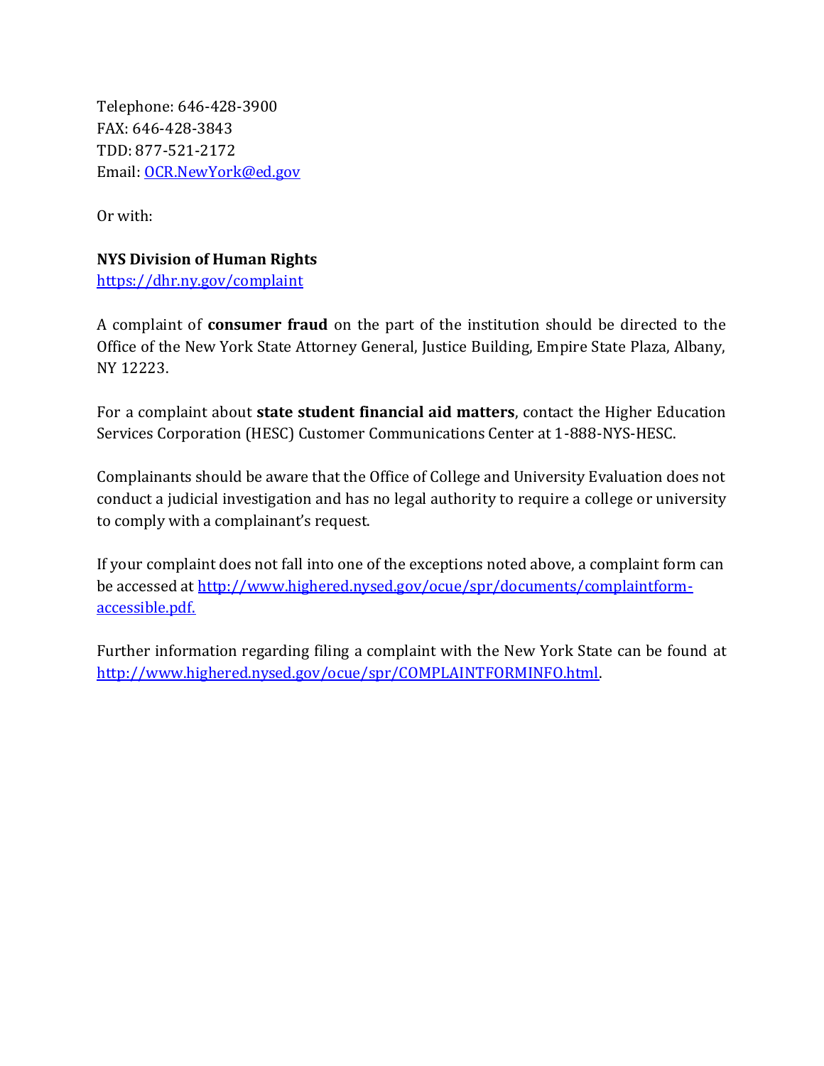Telephone: 646-428-3900
FAX: 646-428-3843
TDD: 877-521-2172
Email: [OCR.NewYork@ed.gov](mailto:OCR.NewYork@ed.gov)

Or with:

**NYS Division of Human Rights**
[https://dhr.ny.gov/complaint](https://dhr.ny.gov/complaint)

A complaint of **consumer fraud** on the part of the institution should be directed to the Office of the New York State Attorney General, Justice Building, Empire State Plaza, Albany, NY 12223.

For a complaint about **state student financial aid matters**, contact the Higher Education Services Corporation (HESC) Customer Communications Center at 1-888-NYS-HESC.

Complainants should be aware that the Office of College and University Evaluation does not conduct a judicial investigation and has no legal authority to require a college or university to comply with a complainant's request.

If your complaint does not fall into one of the exceptions noted above, a complaint form can be accessed at [http://www.highered.nysed.gov/ocue/spr/documents/complaintform-accessible.pdf.](http://www.highered.nysed.gov/ocue/spr/documents/complaintform-accessible.pdf)

Further information regarding filing a complaint with the New York State can be found at [http://www.highered.nysed.gov/ocue/spr/COMPLAINTFORMINFO.html](http://www.highered.nysed.gov/ocue/spr/COMPLAINTFORMINFO.html).